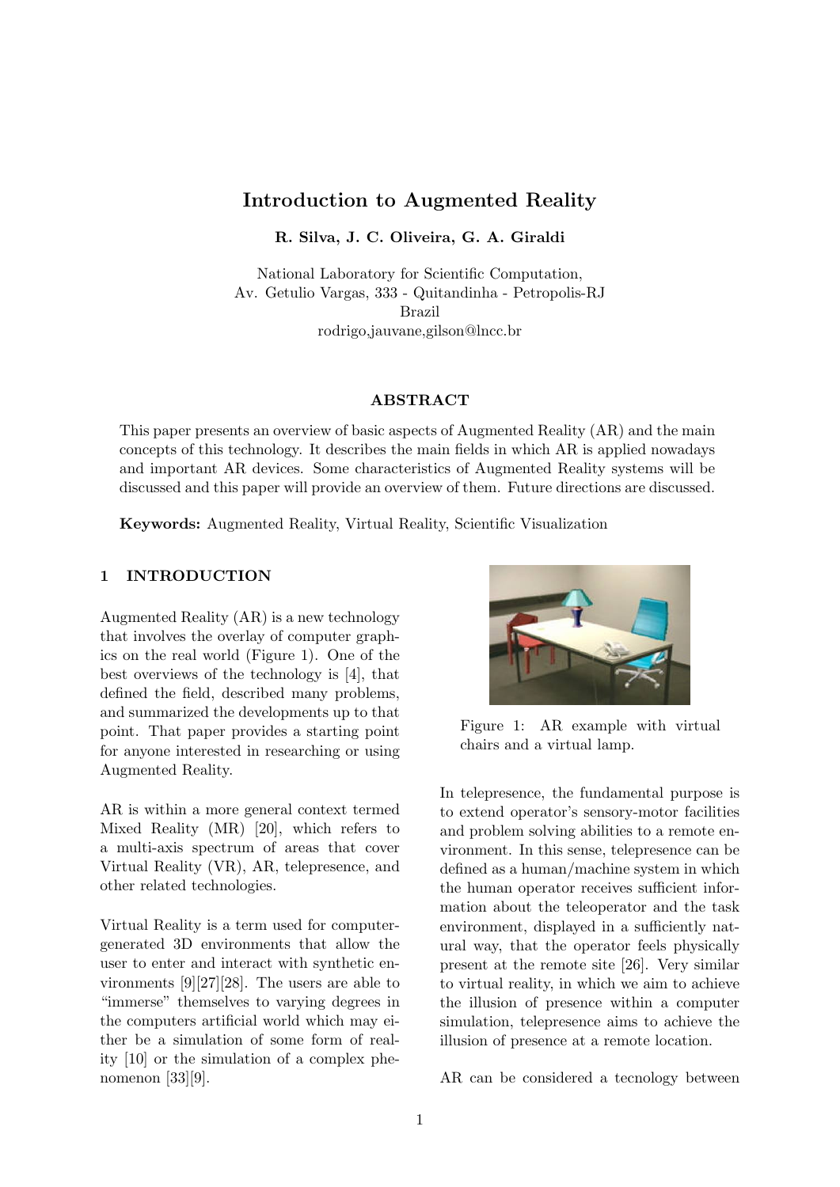# Introduction to Augmented Reality

**R. Silva, J. C. Oliveira, G. A. Giraldi**

National Laboratory for Scientific Computation,
Av. Getulio Vargas, 333 - Quitandinha - Petropolis-RJ
Brazil
rodrigo,jauvane,gilson@lncc.br

## ABSTRACT

This paper presents an overview of basic aspects of Augmented Reality (AR) and the main concepts of this technology. It describes the main fields in which AR is applied nowadays and important AR devices. Some characteristics of Augmented Reality systems will be discussed and this paper will provide an overview of them. Future directions are discussed.

**Keywords:** Augmented Reality, Virtual Reality, Scientific Visualization

## 1 INTRODUCTION

Augmented Reality (AR) is a new technology that involves the overlay of computer graphics on the real world (Figure 1). One of the best overviews of the technology is [4], that defined the field, described many problems, and summarized the developments up to that point. That paper provides a starting point for anyone interested in researching or using Augmented Reality.

AR is within a more general context termed Mixed Reality (MR) [20], which refers to a multi-axis spectrum of areas that cover Virtual Reality (VR), AR, telepresence, and other related technologies.

Virtual Reality is a term used for computer-generated 3D environments that allow the user to enter and interact with synthetic environments [9][27][28]. The users are able to "immerse" themselves to varying degrees in the computers artificial world which may either be a simulation of some form of reality [10] or the simulation of a complex phenomenon [33][9].

Figure 1: AR example with virtual chairs and a virtual lamp.

In telepresence, the fundamental purpose is to extend operator's sensory-motor facilities and problem solving abilities to a remote environment. In this sense, telepresence can be defined as a human/machine system in which the human operator receives sufficient information about the teleoperator and the task environment, displayed in a sufficiently natural way, that the operator feels physically present at the remote site [26]. Very similar to virtual reality, in which we aim to achieve the illusion of presence within a computer simulation, telepresence aims to achieve the illusion of presence at a remote location.

AR can be considered a tecnology between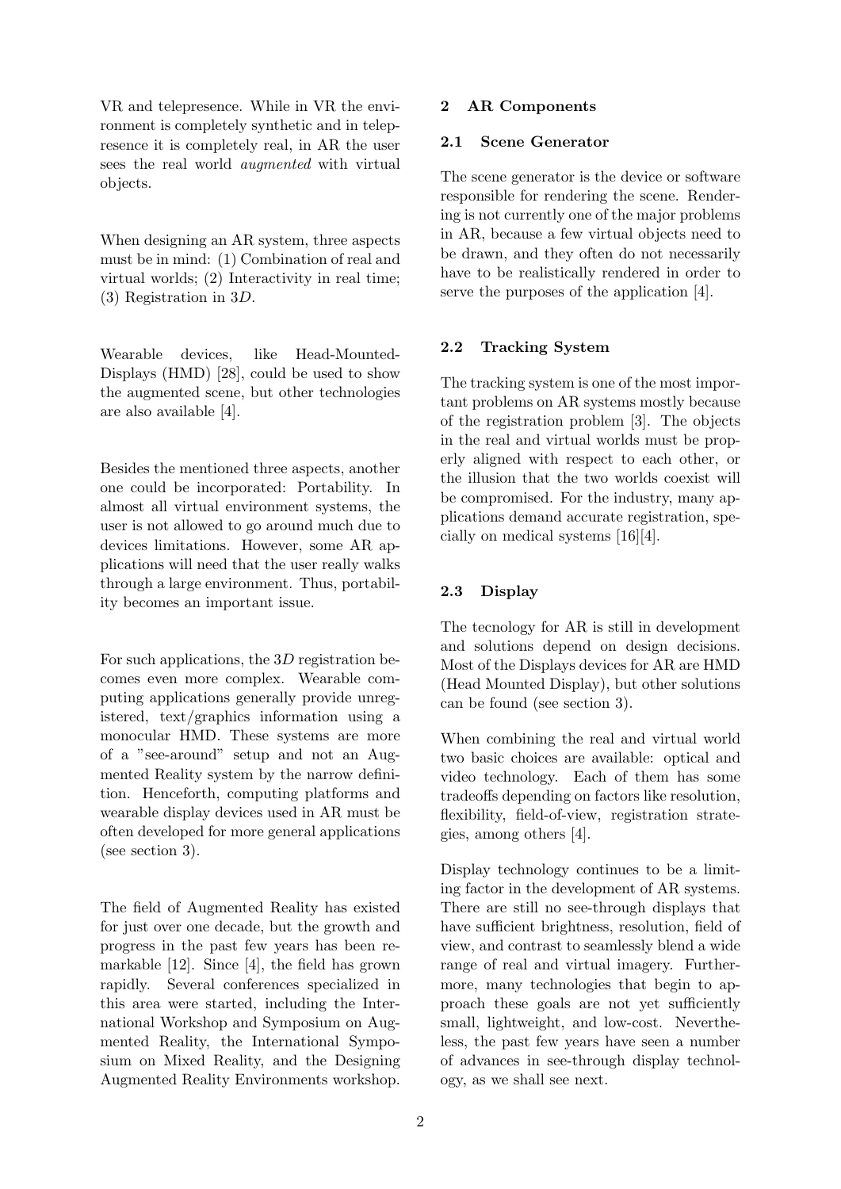VR and telepresence. While in VR the environment is completely synthetic and in telepresence it is completely real, in AR the user sees the real world *augmented* with virtual objects.

When designing an AR system, three aspects must be in mind: (1) Combination of real and virtual worlds; (2) Interactivity in real time; (3) Registration in $3D$.

Wearable devices, like Head-Mounted-Displays (HMD) [28], could be used to show the augmented scene, but other technologies are also available [4].

Besides the mentioned three aspects, another one could be incorporated: Portability. In almost all virtual environment systems, the user is not allowed to go around much due to devices limitations. However, some AR applications will need that the user really walks through a large environment. Thus, portability becomes an important issue.

For such applications, the $3D$ registration becomes even more complex. Wearable computing applications generally provide unregistered, text/graphics information using a monocular HMD. These systems are more of a "see-around" setup and not an Augmented Reality system by the narrow definition. Henceforth, computing platforms and wearable display devices used in AR must be often developed for more general applications (see section 3).

The field of Augmented Reality has existed for just over one decade, but the growth and progress in the past few years has been remarkable [12]. Since [4], the field has grown rapidly. Several conferences specialized in this area were started, including the International Workshop and Symposium on Augmented Reality, the International Symposium on Mixed Reality, and the Designing Augmented Reality Environments workshop.

## 2 AR Components

### 2.1 Scene Generator

The scene generator is the device or software responsible for rendering the scene. Rendering is not currently one of the major problems in AR, because a few virtual objects need to be drawn, and they often do not necessarily have to be realistically rendered in order to serve the purposes of the application [4].

### 2.2 Tracking System

The tracking system is one of the most important problems on AR systems mostly because of the registration problem [3]. The objects in the real and virtual worlds must be properly aligned with respect to each other, or the illusion that the two worlds coexist will be compromised. For the industry, many applications demand accurate registration, specially on medical systems [16][4].

### 2.3 Display

The tecnology for AR is still in development and solutions depend on design decisions. Most of the Displays devices for AR are HMD (Head Mounted Display), but other solutions can be found (see section 3).

When combining the real and virtual world two basic choices are available: optical and video technology. Each of them has some tradeoffs depending on factors like resolution, flexibility, field-of-view, registration strategies, among others [4].

Display technology continues to be a limiting factor in the development of AR systems. There are still no see-through displays that have sufficient brightness, resolution, field of view, and contrast to seamlessly blend a wide range of real and virtual imagery. Furthermore, many technologies that begin to approach these goals are not yet sufficiently small, lightweight, and low-cost. Nevertheless, the past few years have seen a number of advances in see-through display technology, as we shall see next.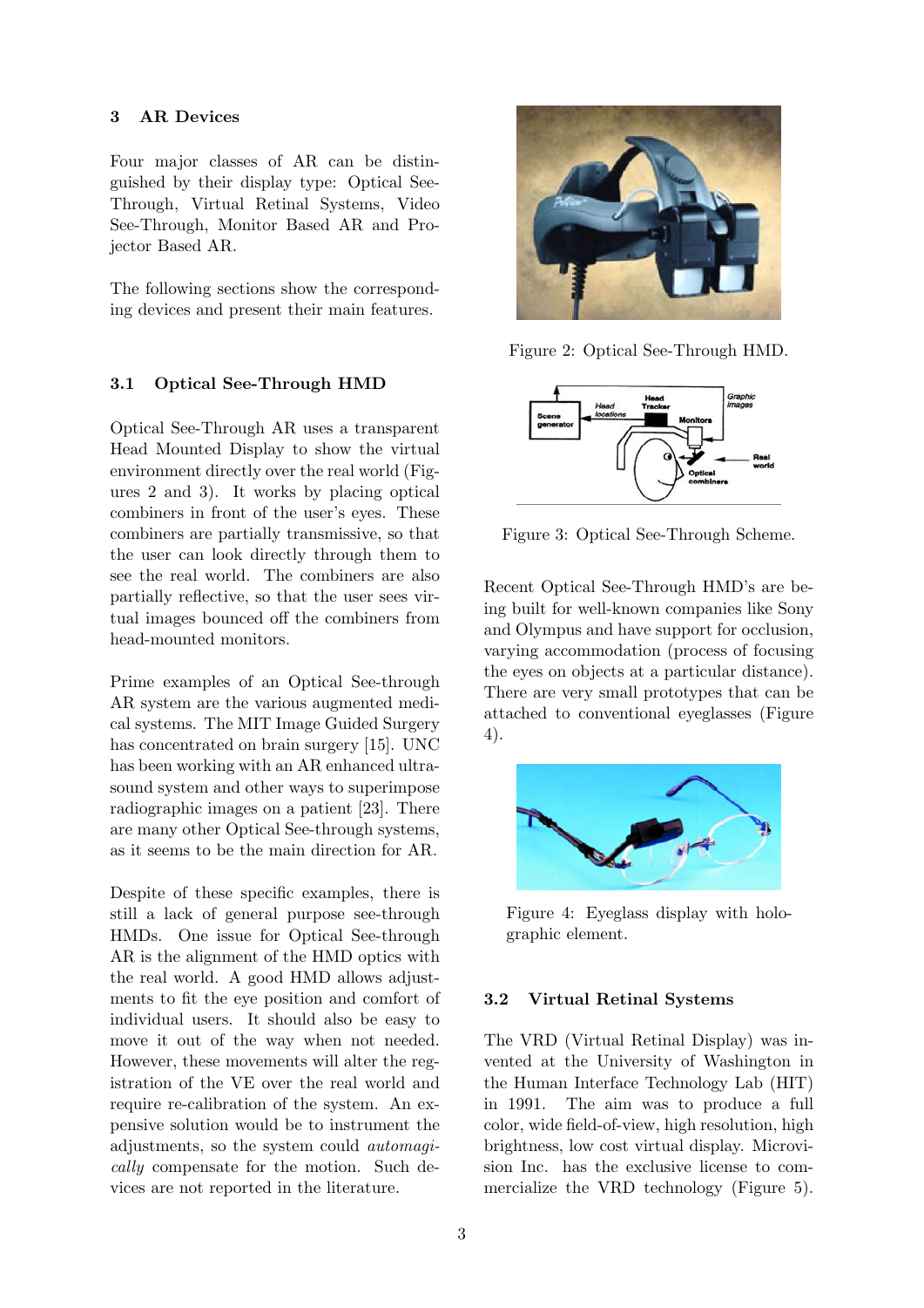## 3 AR Devices

Four major classes of AR can be distinguished by their display type: Optical See-Through, Virtual Retinal Systems, Video See-Through, Monitor Based AR and Projector Based AR.

The following sections show the corresponding devices and present their main features.

### 3.1 Optical See-Through HMD

Optical See-Through AR uses a transparent Head Mounted Display to show the virtual environment directly over the real world (Figures 2 and 3). It works by placing optical combiners in front of the user's eyes. These combiners are partially transmissive, so that the user can look directly through them to see the real world. The combiners are also partially reflective, so that the user sees virtual images bounced off the combiners from head-mounted monitors.

Prime examples of an Optical See-through AR system are the various augmented medical systems. The MIT Image Guided Surgery has concentrated on brain surgery [15]. UNC has been working with an AR enhanced ultrasound system and other ways to superimpose radiographic images on a patient [23]. There are many other Optical See-through systems, as it seems to be the main direction for AR.

Despite of these specific examples, there is still a lack of general purpose see-through HMDs. One issue for Optical See-through AR is the alignment of the HMD optics with the real world. A good HMD allows adjustments to fit the eye position and comfort of individual users. It should also be easy to move it out of the way when not needed. However, these movements will alter the registration of the VE over the real world and require re-calibration of the system. An expensive solution would be to instrument the adjustments, so the system could *automagically* compensate for the motion. Such devices are not reported in the literature.

Figure 2: Optical See-Through HMD.

Figure 3: Optical See-Through Scheme.

Recent Optical See-Through HMD's are being built for well-known companies like Sony and Olympus and have support for occlusion, varying accommodation (process of focusing the eyes on objects at a particular distance). There are very small prototypes that can be attached to conventional eyeglasses (Figure 4).

Figure 4: Eyeglass display with holographic element.

### 3.2 Virtual Retinal Systems

The VRD (Virtual Retinal Display) was invented at the University of Washington in the Human Interface Technology Lab (HIT) in 1991. The aim was to produce a full color, wide field-of-view, high resolution, high brightness, low cost virtual display. Microvision Inc. has the exclusive license to commercialize the VRD technology (Figure 5).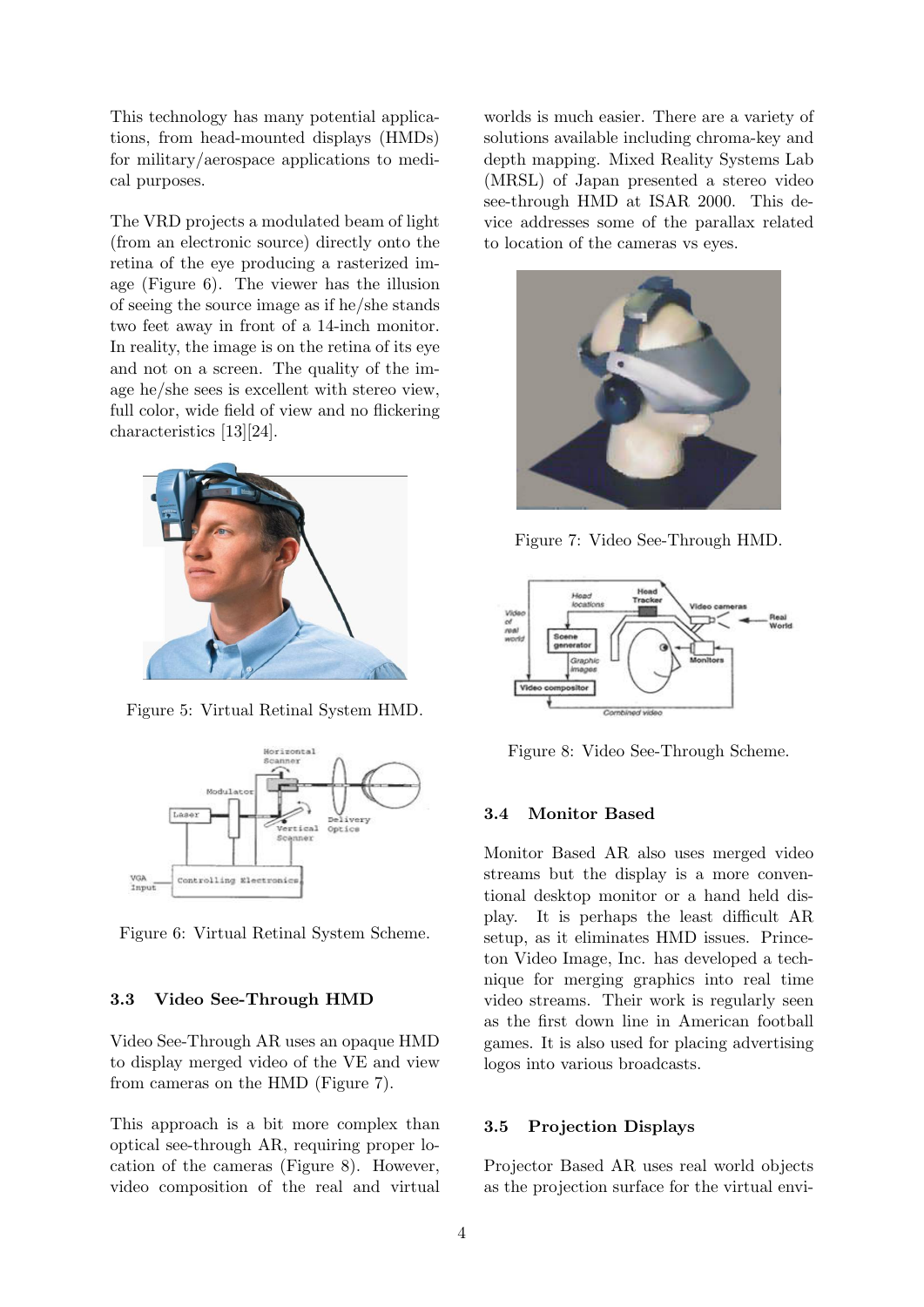This technology has many potential applications, from head-mounted displays (HMDs) for military/aerospace applications to medical purposes.

The VRD projects a modulated beam of light (from an electronic source) directly onto the retina of the eye producing a rasterized image (Figure 6). The viewer has the illusion of seeing the source image as if he/she stands two feet away in front of a 14-inch monitor. In reality, the image is on the retina of its eye and not on a screen. The quality of the image he/she sees is excellent with stereo view, full color, wide field of view and no flickering characteristics [13][24].

Figure 5: Virtual Retinal System HMD.

Figure 6: Virtual Retinal System Scheme.

### 3.3 Video See-Through HMD

Video See-Through AR uses an opaque HMD to display merged video of the VE and view from cameras on the HMD (Figure 7).

This approach is a bit more complex than optical see-through AR, requiring proper location of the cameras (Figure 8). However, video composition of the real and virtual worlds is much easier. There are a variety of solutions available including chroma-key and depth mapping. Mixed Reality Systems Lab (MRSL) of Japan presented a stereo video see-through HMD at ISAR 2000. This device addresses some of the parallax related to location of the cameras vs eyes.

Figure 7: Video See-Through HMD.

Figure 8: Video See-Through Scheme.

### 3.4 Monitor Based

Monitor Based AR also uses merged video streams but the display is a more conventional desktop monitor or a hand held display. It is perhaps the least difficult AR setup, as it eliminates HMD issues. Princeton Video Image, Inc. has developed a technique for merging graphics into real time video streams. Their work is regularly seen as the first down line in American football games. It is also used for placing advertising logos into various broadcasts.

### 3.5 Projection Displays

Projector Based AR uses real world objects as the projection surface for the virtual envi-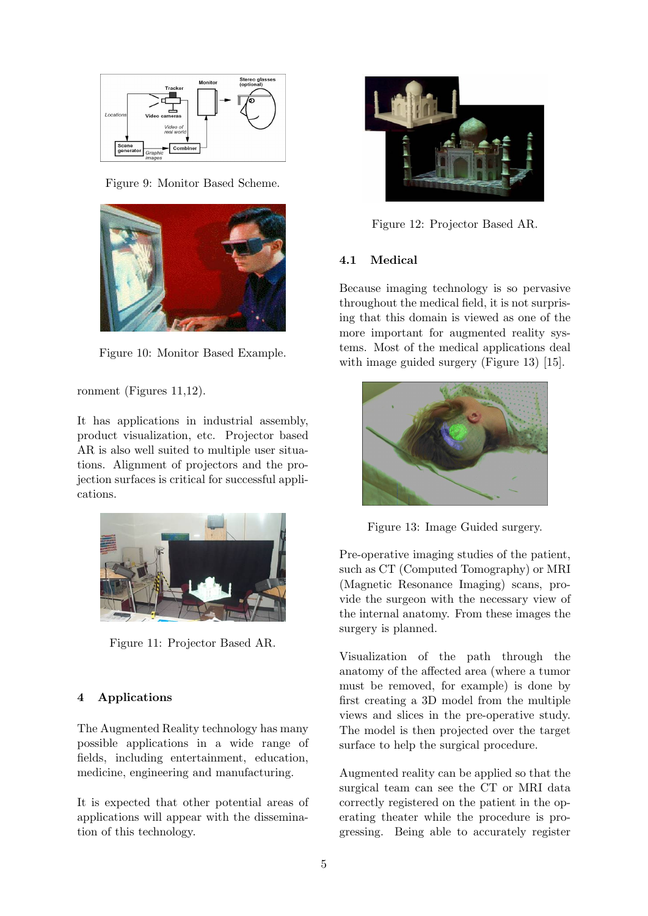Figure 9: Monitor Based Scheme.

Figure 10: Monitor Based Example.

ronment (Figures 11,12).

It has applications in industrial assembly, product visualization, etc. Projector based AR is also well suited to multiple user situations. Alignment of projectors and the projection surfaces is critical for successful applications.

Figure 11: Projector Based AR.

## 4 Applications

The Augmented Reality technology has many possible applications in a wide range of fields, including entertainment, education, medicine, engineering and manufacturing.

It is expected that other potential areas of applications will appear with the dissemination of this technology.

Figure 12: Projector Based AR.

### 4.1 Medical

Because imaging technology is so pervasive throughout the medical field, it is not surprising that this domain is viewed as one of the more important for augmented reality systems. Most of the medical applications deal with image guided surgery (Figure 13) [15].

Figure 13: Image Guided surgery.

Pre-operative imaging studies of the patient, such as CT (Computed Tomography) or MRI (Magnetic Resonance Imaging) scans, provide the surgeon with the necessary view of the internal anatomy. From these images the surgery is planned.

Visualization of the path through the anatomy of the affected area (where a tumor must be removed, for example) is done by first creating a 3D model from the multiple views and slices in the pre-operative study. The model is then projected over the target surface to help the surgical procedure.

Augmented reality can be applied so that the surgical team can see the CT or MRI data correctly registered on the patient in the operating theater while the procedure is progressing. Being able to accurately register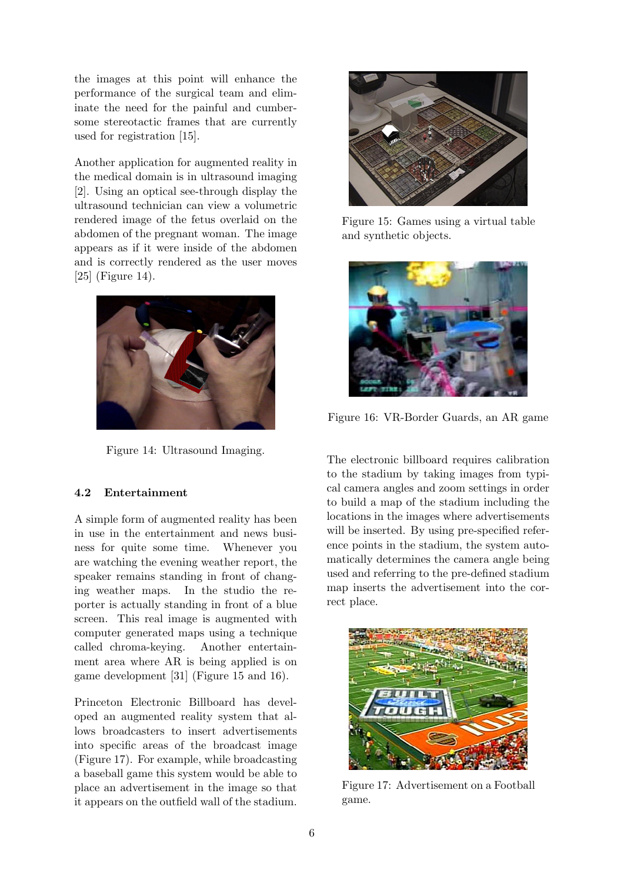the images at this point will enhance the performance of the surgical team and eliminate the need for the painful and cumbersome stereotactic frames that are currently used for registration [15].

Another application for augmented reality in the medical domain is in ultrasound imaging [2]. Using an optical see-through display the ultrasound technician can view a volumetric rendered image of the fetus overlaid on the abdomen of the pregnant woman. The image appears as if it were inside of the abdomen and is correctly rendered as the user moves [25] (Figure 14).

Figure 14: Ultrasound Imaging.

### 4.2 Entertainment

A simple form of augmented reality has been in use in the entertainment and news business for quite some time. Whenever you are watching the evening weather report, the speaker remains standing in front of changing weather maps. In the studio the reporter is actually standing in front of a blue screen. This real image is augmented with computer generated maps using a technique called chroma-keying. Another entertainment area where AR is being applied is on game development [31] (Figure 15 and 16).

Princeton Electronic Billboard has developed an augmented reality system that allows broadcasters to insert advertisements into specific areas of the broadcast image (Figure 17). For example, while broadcasting a baseball game this system would be able to place an advertisement in the image so that it appears on the outfield wall of the stadium.

Figure 15: Games using a virtual table and synthetic objects.

Figure 16: VR-Border Guards, an AR game

The electronic billboard requires calibration to the stadium by taking images from typical camera angles and zoom settings in order to build a map of the stadium including the locations in the images where advertisements will be inserted. By using pre-specified reference points in the stadium, the system automatically determines the camera angle being used and referring to the pre-defined stadium map inserts the advertisement into the correct place.

Figure 17: Advertisement on a Football game.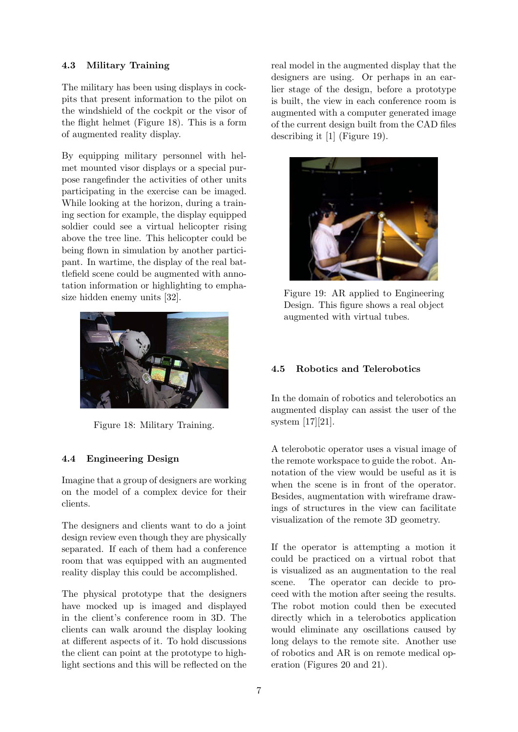### 4.3 Military Training

The military has been using displays in cockpits that present information to the pilot on the windshield of the cockpit or the visor of the flight helmet (Figure 18). This is a form of augmented reality display.

By equipping military personnel with helmet mounted visor displays or a special purpose rangefinder the activities of other units participating in the exercise can be imaged. While looking at the horizon, during a training section for example, the display equipped soldier could see a virtual helicopter rising above the tree line. This helicopter could be being flown in simulation by another participant. In wartime, the display of the real battlefield scene could be augmented with annotation information or highlighting to emphasize hidden enemy units [32].

Figure 18: Military Training.

### 4.4 Engineering Design

Imagine that a group of designers are working on the model of a complex device for their clients.

The designers and clients want to do a joint design review even though they are physically separated. If each of them had a conference room that was equipped with an augmented reality display this could be accomplished.

The physical prototype that the designers have mocked up is imaged and displayed in the client's conference room in 3D. The clients can walk around the display looking at different aspects of it. To hold discussions the client can point at the prototype to highlight sections and this will be reflected on the real model in the augmented display that the designers are using. Or perhaps in an earlier stage of the design, before a prototype is built, the view in each conference room is augmented with a computer generated image of the current design built from the CAD files describing it [1] (Figure 19).

Figure 19: AR applied to Engineering Design. This figure shows a real object augmented with virtual tubes.

### 4.5 Robotics and Telerobotics

In the domain of robotics and telerobotics an augmented display can assist the user of the system [17][21].

A telerobotic operator uses a visual image of the remote workspace to guide the robot. Annotation of the view would be useful as it is when the scene is in front of the operator. Besides, augmentation with wireframe drawings of structures in the view can facilitate visualization of the remote 3D geometry.

If the operator is attempting a motion it could be practiced on a virtual robot that is visualized as an augmentation to the real scene. The operator can decide to proceed with the motion after seeing the results. The robot motion could then be executed directly which in a telerobotics application would eliminate any oscillations caused by long delays to the remote site. Another use of robotics and AR is on remote medical operation (Figures 20 and 21).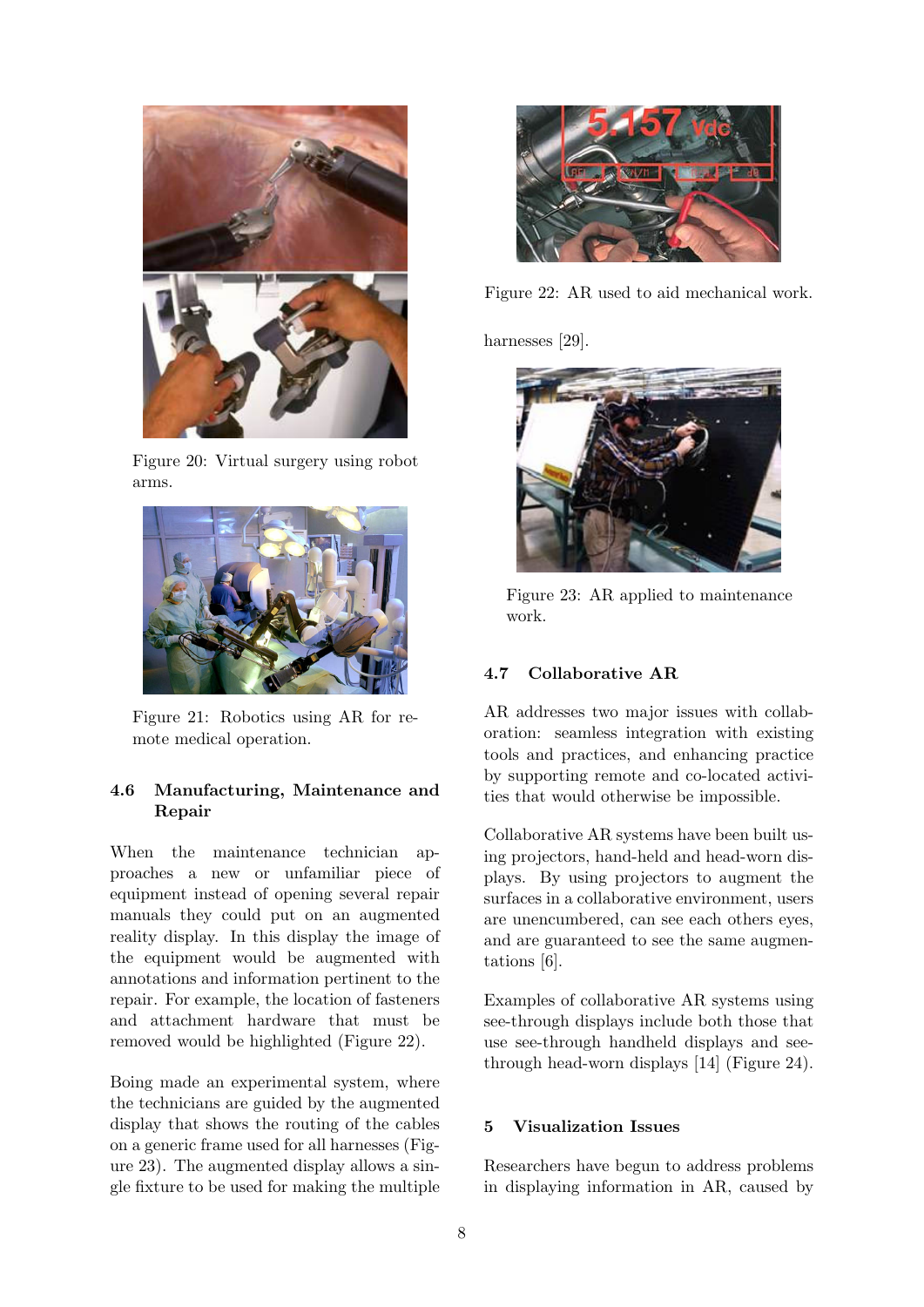Figure 20: Virtual surgery using robot arms.

Figure 21: Robotics using AR for remote medical operation.

### 4.6 Manufacturing, Maintenance and Repair

When the maintenance technician approaches a new or unfamiliar piece of equipment instead of opening several repair manuals they could put on an augmented reality display. In this display the image of the equipment would be augmented with annotations and information pertinent to the repair. For example, the location of fasteners and attachment hardware that must be removed would be highlighted (Figure 22).

Boing made an experimental system, where the technicians are guided by the augmented display that shows the routing of the cables on a generic frame used for all harnesses (Figure 23). The augmented display allows a single fixture to be used for making the multiple harnesses [29].

Figure 22: AR used to aid mechanical work.

Figure 23: AR applied to maintenance work.

### 4.7 Collaborative AR

AR addresses two major issues with collaboration: seamless integration with existing tools and practices, and enhancing practice by supporting remote and co-located activities that would otherwise be impossible.

Collaborative AR systems have been built using projectors, hand-held and head-worn displays. By using projectors to augment the surfaces in a collaborative environment, users are unencumbered, can see each others eyes, and are guaranteed to see the same augmentations [6].

Examples of collaborative AR systems using see-through displays include both those that use see-through handheld displays and see-through head-worn displays [14] (Figure 24).

## 5 Visualization Issues

Researchers have begun to address problems in displaying information in AR, caused by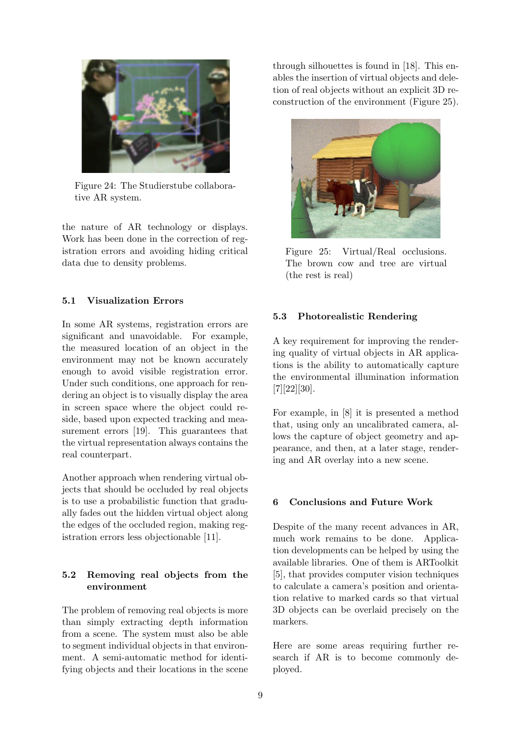Figure 24: The Studierstube collaborative AR system.

the nature of AR technology or displays. Work has been done in the correction of registration errors and avoiding hiding critical data due to density problems.

### 5.1 Visualization Errors

In some AR systems, registration errors are significant and unavoidable. For example, the measured location of an object in the environment may not be known accurately enough to avoid visible registration error. Under such conditions, one approach for rendering an object is to visually display the area in screen space where the object could reside, based upon expected tracking and measurement errors [19]. This guarantees that the virtual representation always contains the real counterpart.

Another approach when rendering virtual objects that should be occluded by real objects is to use a probabilistic function that gradually fades out the hidden virtual object along the edges of the occluded region, making registration errors less objectionable [11].

### 5.2 Removing real objects from the environment

The problem of removing real objects is more than simply extracting depth information from a scene. The system must also be able to segment individual objects in that environment. A semi-automatic method for identifying objects and their locations in the scene through silhouettes is found in [18]. This enables the insertion of virtual objects and deletion of real objects without an explicit 3D reconstruction of the environment (Figure 25).

Figure 25: Virtual/Real occlusions. The brown cow and tree are virtual (the rest is real)

### 5.3 Photorealistic Rendering

A key requirement for improving the rendering quality of virtual objects in AR applications is the ability to automatically capture the environmental illumination information [7][22][30].

For example, in [8] it is presented a method that, using only an uncalibrated camera, allows the capture of object geometry and appearance, and then, at a later stage, rendering and AR overlay into a new scene.

## 6 Conclusions and Future Work

Despite of the many recent advances in AR, much work remains to be done. Application developments can be helped by using the available libraries. One of them is ARToolkit [5], that provides computer vision techniques to calculate a camera's position and orientation relative to marked cards so that virtual 3D objects can be overlaid precisely on the markers.

Here are some areas requiring further research if AR is to become commonly deployed.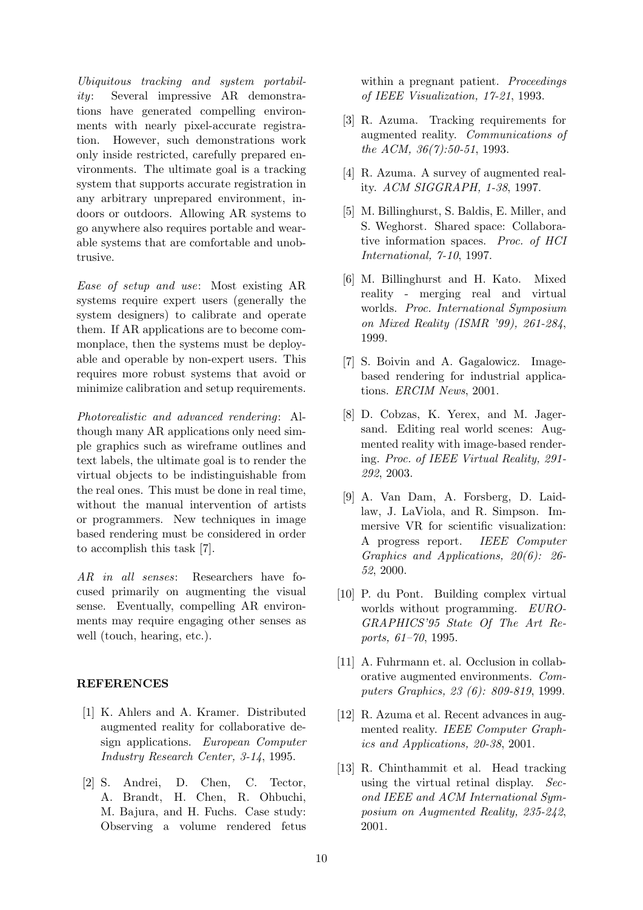*Ubiquitous tracking and system portability*: Several impressive AR demonstrations have generated compelling environments with nearly pixel-accurate registration. However, such demonstrations work only inside restricted, carefully prepared environments. The ultimate goal is a tracking system that supports accurate registration in any arbitrary unprepared environment, indoors or outdoors. Allowing AR systems to go anywhere also requires portable and wearable systems that are comfortable and unobtrusive.

*Ease of setup and use*: Most existing AR systems require expert users (generally the system designers) to calibrate and operate them. If AR applications are to become commonplace, then the systems must be deployable and operable by non-expert users. This requires more robust systems that avoid or minimize calibration and setup requirements.

*Photorealistic and advanced rendering*: Although many AR applications only need simple graphics such as wireframe outlines and text labels, the ultimate goal is to render the virtual objects to be indistinguishable from the real ones. This must be done in real time, without the manual intervention of artists or programmers. New techniques in image based rendering must be considered in order to accomplish this task [7].

*AR in all senses*: Researchers have focused primarily on augmenting the visual sense. Eventually, compelling AR environments may require engaging other senses as well (touch, hearing, etc.).

## REFERENCES

[1] K. Ahlers and A. Kramer. Distributed augmented reality for collaborative design applications. *European Computer Industry Research Center, 3-14*, 1995.

[2] S. Andrei, D. Chen, C. Tector, A. Brandt, H. Chen, R. Ohbuchi, M. Bajura, and H. Fuchs. Case study: Observing a volume rendered fetus within a pregnant patient. *Proceedings of IEEE Visualization, 17-21*, 1993.

[3] R. Azuma. Tracking requirements for augmented reality. *Communications of the ACM, 36(7):50-51*, 1993.

[4] R. Azuma. A survey of augmented reality. *ACM SIGGRAPH, 1-38*, 1997.

[5] M. Billinghurst, S. Baldis, E. Miller, and S. Weghorst. Shared space: Collaborative information spaces. *Proc. of HCI International, 7-10*, 1997.

[6] M. Billinghurst and H. Kato. Mixed reality - merging real and virtual worlds. *Proc. International Symposium on Mixed Reality (ISMR '99), 261-284*, 1999.

[7] S. Boivin and A. Gagalowicz. Image-based rendering for industrial applications. *ERCIM News*, 2001.

[8] D. Cobzas, K. Yerex, and M. Jagersand. Editing real world scenes: Augmented reality with image-based rendering. *Proc. of IEEE Virtual Reality, 291-292*, 2003.

[9] A. Van Dam, A. Forsberg, D. Laidlaw, J. LaViola, and R. Simpson. Immersive VR for scientific visualization: A progress report. *IEEE Computer Graphics and Applications, 20(6): 26-52*, 2000.

[10] P. du Pont. Building complex virtual worlds without programming. *EUROGRAPHICS'95 State Of The Art Reports, 61–70*, 1995.

[11] A. Fuhrmann et. al. Occlusion in collaborative augmented environments. *Computers Graphics, 23 (6): 809-819*, 1999.

[12] R. Azuma et al. Recent advances in augmented reality. *IEEE Computer Graphics and Applications, 20-38*, 2001.

[13] R. Chinthammit et al. Head tracking using the virtual retinal display. *Second IEEE and ACM International Symposium on Augmented Reality, 235-242*, 2001.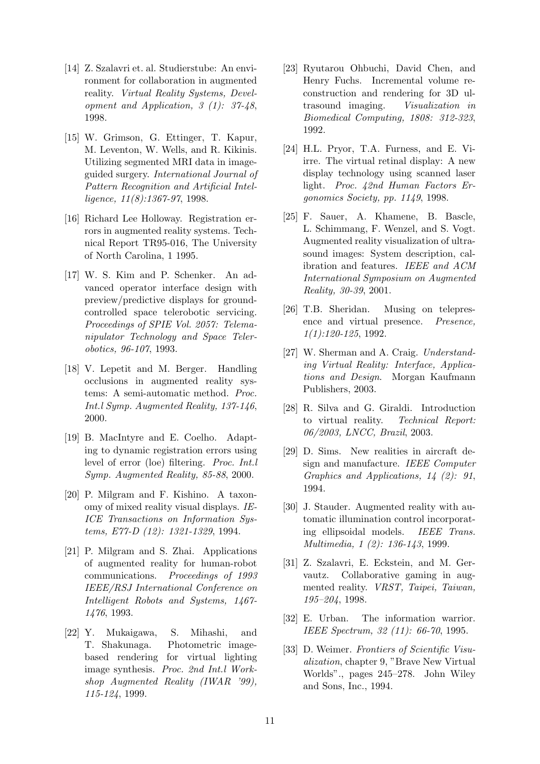[14] Z. Szalavri et. al. Studierstube: An environment for collaboration in augmented reality. *Virtual Reality Systems, Development and Application, 3 (1): 37-48*, 1998.

[15] W. Grimson, G. Ettinger, T. Kapur, M. Leventon, W. Wells, and R. Kikinis. Utilizing segmented MRI data in image-guided surgery. *International Journal of Pattern Recognition and Artificial Intelligence, 11(8):1367-97*, 1998.

[16] Richard Lee Holloway. Registration errors in augmented reality systems. Technical Report TR95-016, The University of North Carolina, 1 1995.

[17] W. S. Kim and P. Schenker. An advanced operator interface design with preview/predictive displays for ground-controlled space telerobotic servicing. *Proceedings of SPIE Vol. 2057: Telemanipulator Technology and Space Telerobotics, 96-107*, 1993.

[18] V. Lepetit and M. Berger. Handling occlusions in augmented reality systems: A semi-automatic method. *Proc. Int.l Symp. Augmented Reality, 137-146*, 2000.

[19] B. MacIntyre and E. Coelho. Adapting to dynamic registration errors using level of error (loe) filtering. *Proc. Int.l Symp. Augmented Reality, 85-88*, 2000.

[20] P. Milgram and F. Kishino. A taxonomy of mixed reality visual displays. *IEICE Transactions on Information Systems, E77-D (12): 1321-1329*, 1994.

[21] P. Milgram and S. Zhai. Applications of augmented reality for human-robot communications. *Proceedings of 1993 IEEE/RSJ International Conference on Intelligent Robots and Systems, 1467-1476*, 1993.

[22] Y. Mukaigawa, S. Mihashi, and T. Shakunaga. Photometric image-based rendering for virtual lighting image synthesis. *Proc. 2nd Int.l Workshop Augmented Reality (IWAR '99), 115-124*, 1999.

[23] Ryutarou Ohbuchi, David Chen, and Henry Fuchs. Incremental volume reconstruction and rendering for 3D ultrasound imaging. *Visualization in Biomedical Computing, 1808: 312-323*, 1992.

[24] H.L. Pryor, T.A. Furness, and E. Viirre. The virtual retinal display: A new display technology using scanned laser light. *Proc. 42nd Human Factors Ergonomics Society, pp. 1149*, 1998.

[25] F. Sauer, A. Khamene, B. Bascle, L. Schimmang, F. Wenzel, and S. Vogt. Augmented reality visualization of ultrasound images: System description, calibration and features. *IEEE and ACM International Symposium on Augmented Reality, 30-39*, 2001.

[26] T.B. Sheridan. Musing on telepresence and virtual presence. *Presence, 1(1):120-125*, 1992.

[27] W. Sherman and A. Craig. *Understanding Virtual Reality: Interface, Applications and Design*. Morgan Kaufmann Publishers, 2003.

[28] R. Silva and G. Giraldi. Introduction to virtual reality. *Technical Report: 06/2003, LNCC, Brazil*, 2003.

[29] D. Sims. New realities in aircraft design and manufacture. *IEEE Computer Graphics and Applications, 14 (2): 91*, 1994.

[30] J. Stauder. Augmented reality with automatic illumination control incorporating ellipsoidal models. *IEEE Trans. Multimedia, 1 (2): 136-143*, 1999.

[31] Z. Szalavri, E. Eckstein, and M. Gervautz. Collaborative gaming in augmented reality. *VRST, Taipei, Taiwan, 195–204*, 1998.

[32] E. Urban. The information warrior. *IEEE Spectrum, 32 (11): 66-70*, 1995.

[33] D. Weimer. *Frontiers of Scientific Visualization*, chapter 9, "Brave New Virtual Worlds"., pages 245–278. John Wiley and Sons, Inc., 1994.